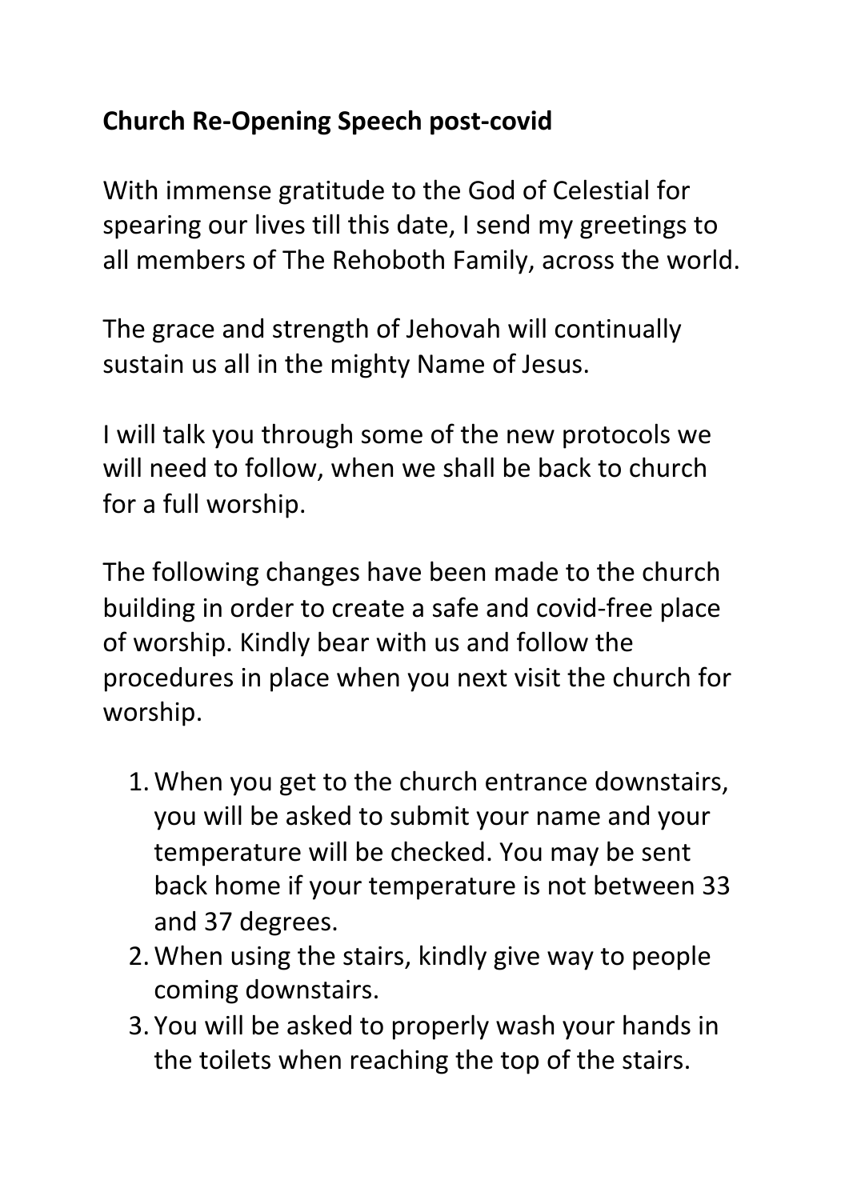**Church Re-Opening Speech post-covid**

With immense gratitude to the God of Celestial for spearing our lives till this date, I send my greetings to all members of The Rehoboth Family, across the world.

The grace and strength of Jehovah will continually sustain us all in the mighty Name of Jesus.

I will talk you through some of the new protocols we will need to follow, when we shall be back to church for a full worship.

The following changes have been made to the church building in order to create a safe and covid-free place of worship. Kindly bear with us and follow the procedures in place when you next visit the church for worship.

1. When you get to the church entrance downstairs, you will be asked to submit your name and your temperature will be checked. You may be sent back home if your temperature is not between 33 and 37 degrees.
2. When using the stairs, kindly give way to people coming downstairs.
3. You will be asked to properly wash your hands in the toilets when reaching the top of the stairs.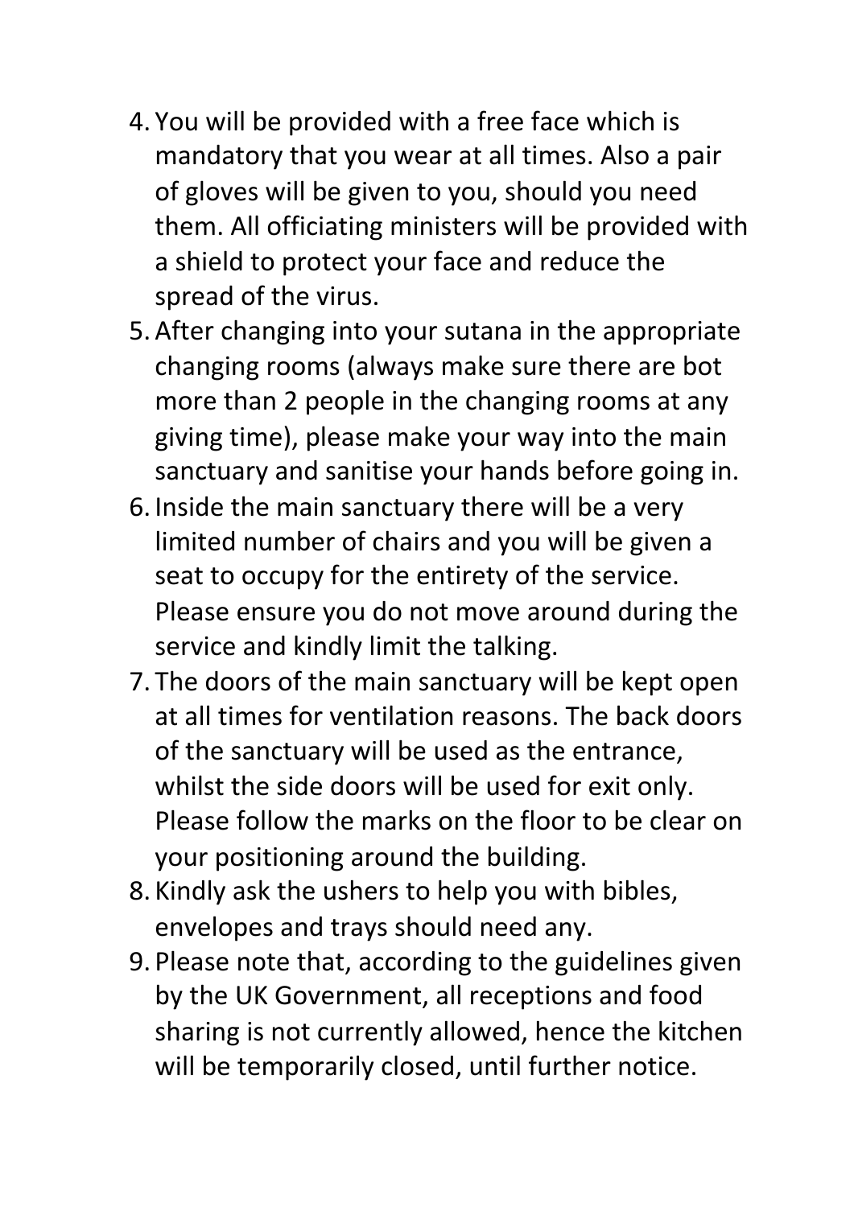4. You will be provided with a free face which is mandatory that you wear at all times. Also a pair of gloves will be given to you, should you need them. All officiating ministers will be provided with a shield to protect your face and reduce the spread of the virus.
5. After changing into your sutana in the appropriate changing rooms (always make sure there are bot more than 2 people in the changing rooms at any giving time), please make your way into the main sanctuary and sanitise your hands before going in.
6. Inside the main sanctuary there will be a very limited number of chairs and you will be given a seat to occupy for the entirety of the service. Please ensure you do not move around during the service and kindly limit the talking.
7. The doors of the main sanctuary will be kept open at all times for ventilation reasons. The back doors of the sanctuary will be used as the entrance, whilst the side doors will be used for exit only. Please follow the marks on the floor to be clear on your positioning around the building.
8. Kindly ask the ushers to help you with bibles, envelopes and trays should need any.
9. Please note that, according to the guidelines given by the UK Government, all receptions and food sharing is not currently allowed, hence the kitchen will be temporarily closed, until further notice.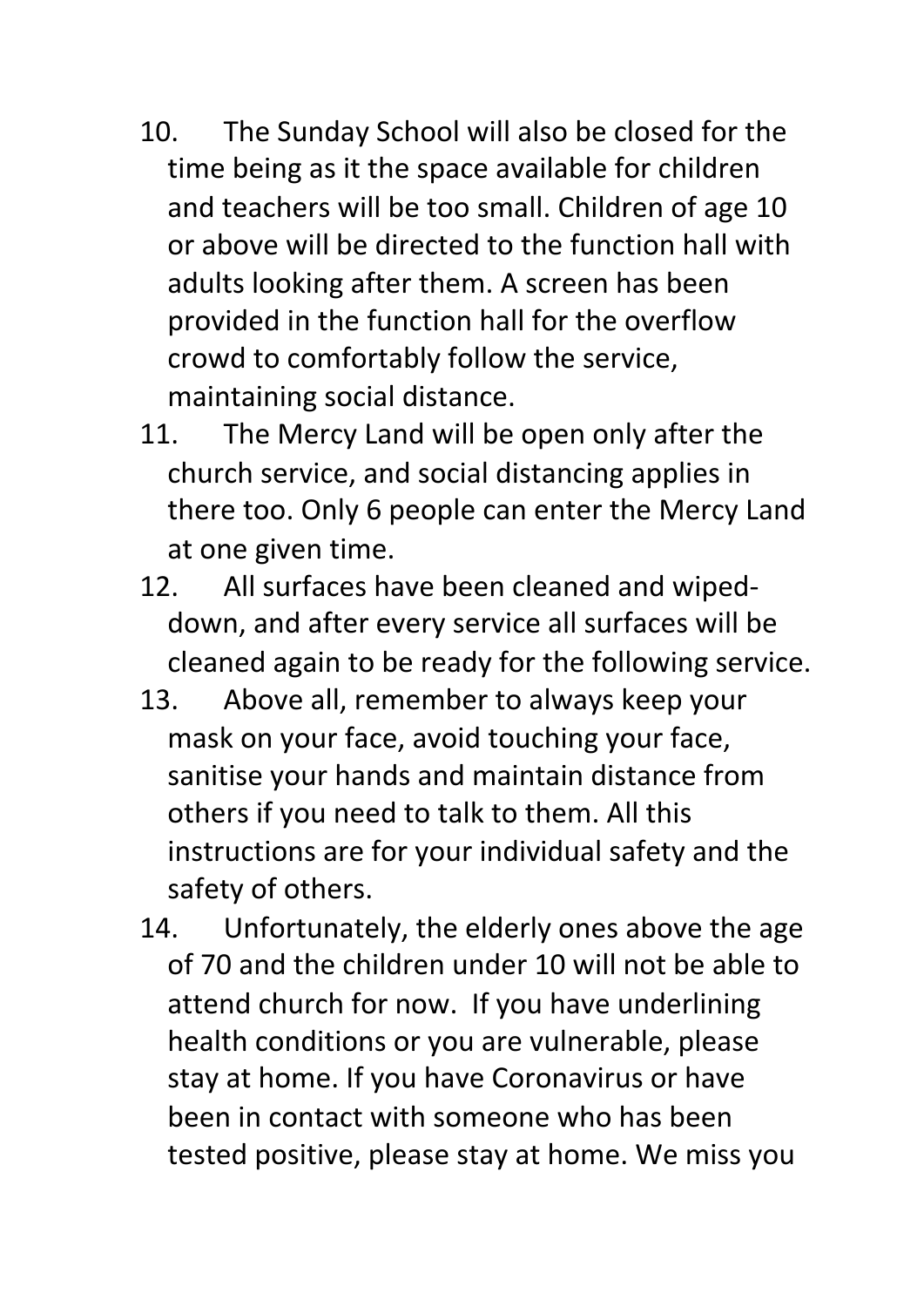10. The Sunday School will also be closed for the time being as it the space available for children and teachers will be too small. Children of age 10 or above will be directed to the function hall with adults looking after them. A screen has been provided in the function hall for the overflow crowd to comfortably follow the service, maintaining social distance.
11. The Mercy Land will be open only after the church service, and social distancing applies in there too. Only 6 people can enter the Mercy Land at one given time.
12. All surfaces have been cleaned and wiped-down, and after every service all surfaces will be cleaned again to be ready for the following service.
13. Above all, remember to always keep your mask on your face, avoid touching your face, sanitise your hands and maintain distance from others if you need to talk to them. All this instructions are for your individual safety and the safety of others.
14. Unfortunately, the elderly ones above the age of 70 and the children under 10 will not be able to attend church for now. If you have underlining health conditions or you are vulnerable, please stay at home. If you have Coronavirus or have been in contact with someone who has been tested positive, please stay at home. We miss you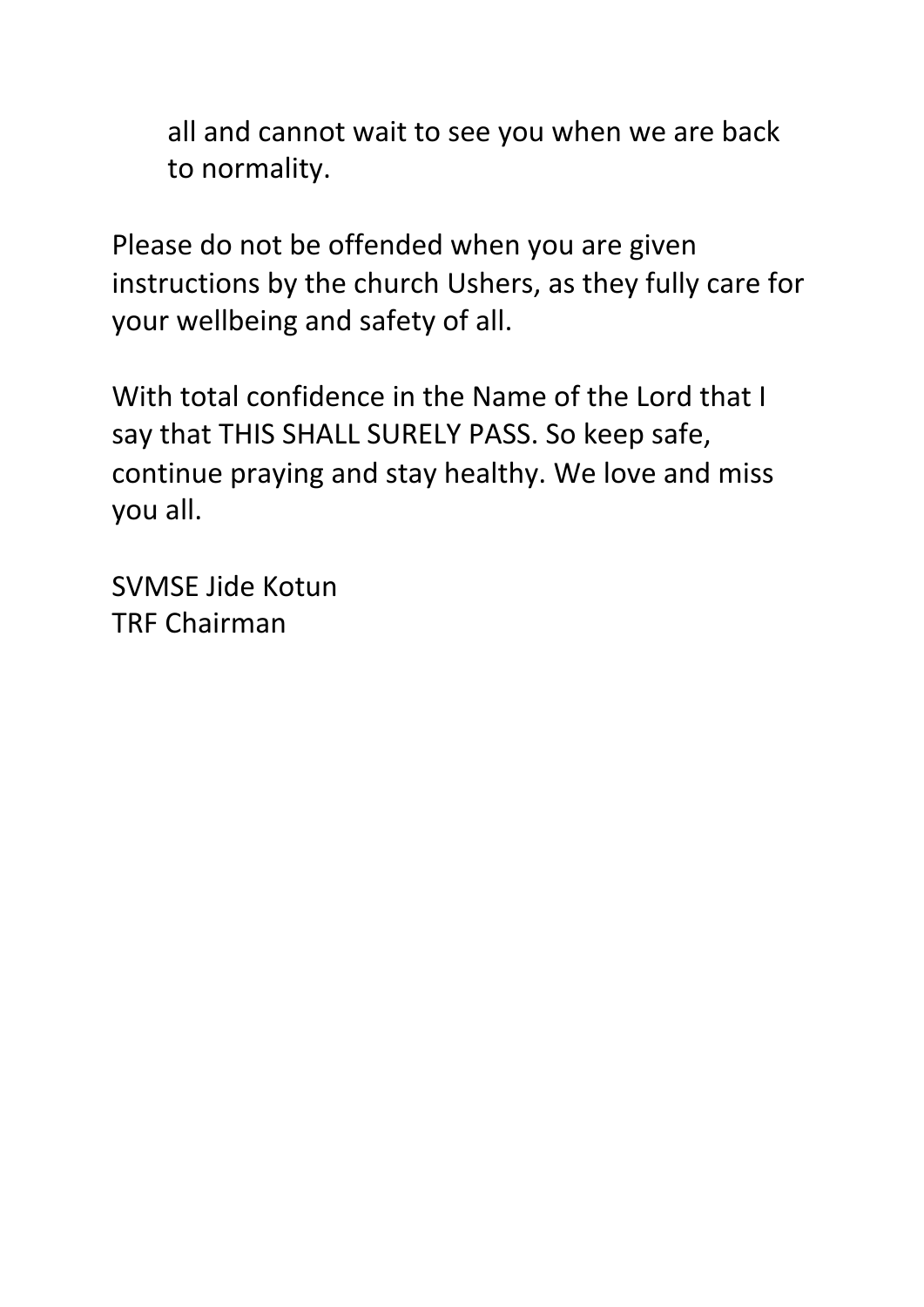all and cannot wait to see you when we are back to normality.

Please do not be offended when you are given instructions by the church Ushers, as they fully care for your wellbeing and safety of all.

With total confidence in the Name of the Lord that I say that THIS SHALL SURELY PASS. So keep safe, continue praying and stay healthy. We love and miss you all.

SVMSE Jide Kotun  
TRF Chairman